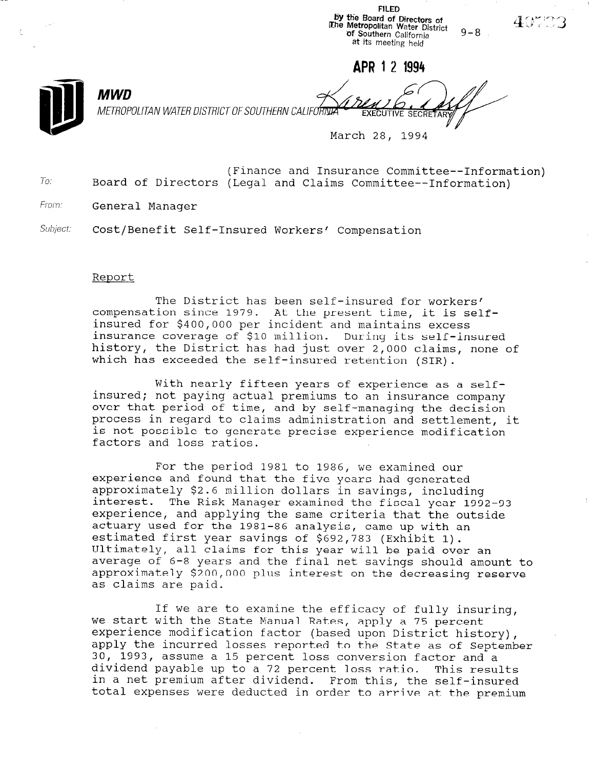FILED
by the Board of Directors of
The Metropolitan Water District
of Southern California
at its meeting held

9-8

APR 12 1994

EXECUTIVE SECRETARY

**MWD**
METROPOLITAN WATER DISTRICT OF SOUTHERN CALIFORNIA

March 28, 1994

To: Board of Directors (Finance and Insurance Committee--Information) (Legal and Claims Committee--Information)

From: General Manager

Subject: Cost/Benefit Self-Insured Workers' Compensation

Report

The District has been self-insured for workers' compensation since 1979. At the present time, it is self-insured for $400,000 per incident and maintains excess insurance coverage of $10 million. During its self-insured history, the District has had just over 2,000 claims, none of which has exceeded the self-insured retention (SIR).

With nearly fifteen years of experience as a self-insured; not paying actual premiums to an insurance company over that period of time, and by self-managing the decision process in regard to claims administration and settlement, it is not possible to generate precise experience modification factors and loss ratios.

For the period 1981 to 1986, we examined our experience and found that the five years had generated approximately $2.6 million dollars in savings, including interest. The Risk Manager examined the fiscal year 1992-93 experience, and applying the same criteria that the outside actuary used for the 1981-86 analysis, came up with an estimated first year savings of $692,783 (Exhibit 1). Ultimately, all claims for this year will be paid over an average of 6-8 years and the final net savings should amount to approximately $200,000 plus interest on the decreasing reserve as claims are paid.

If we are to examine the efficacy of fully insuring, we start with the State Manual Rates, apply a 75 percent experience modification factor (based upon District history), apply the incurred losses reported to the State as of September 30, 1993, assume a 15 percent loss conversion factor and a dividend payable up to a 72 percent loss ratio. This results in a net premium after dividend. From this, the self-insured total expenses were deducted in order to arrive at the premium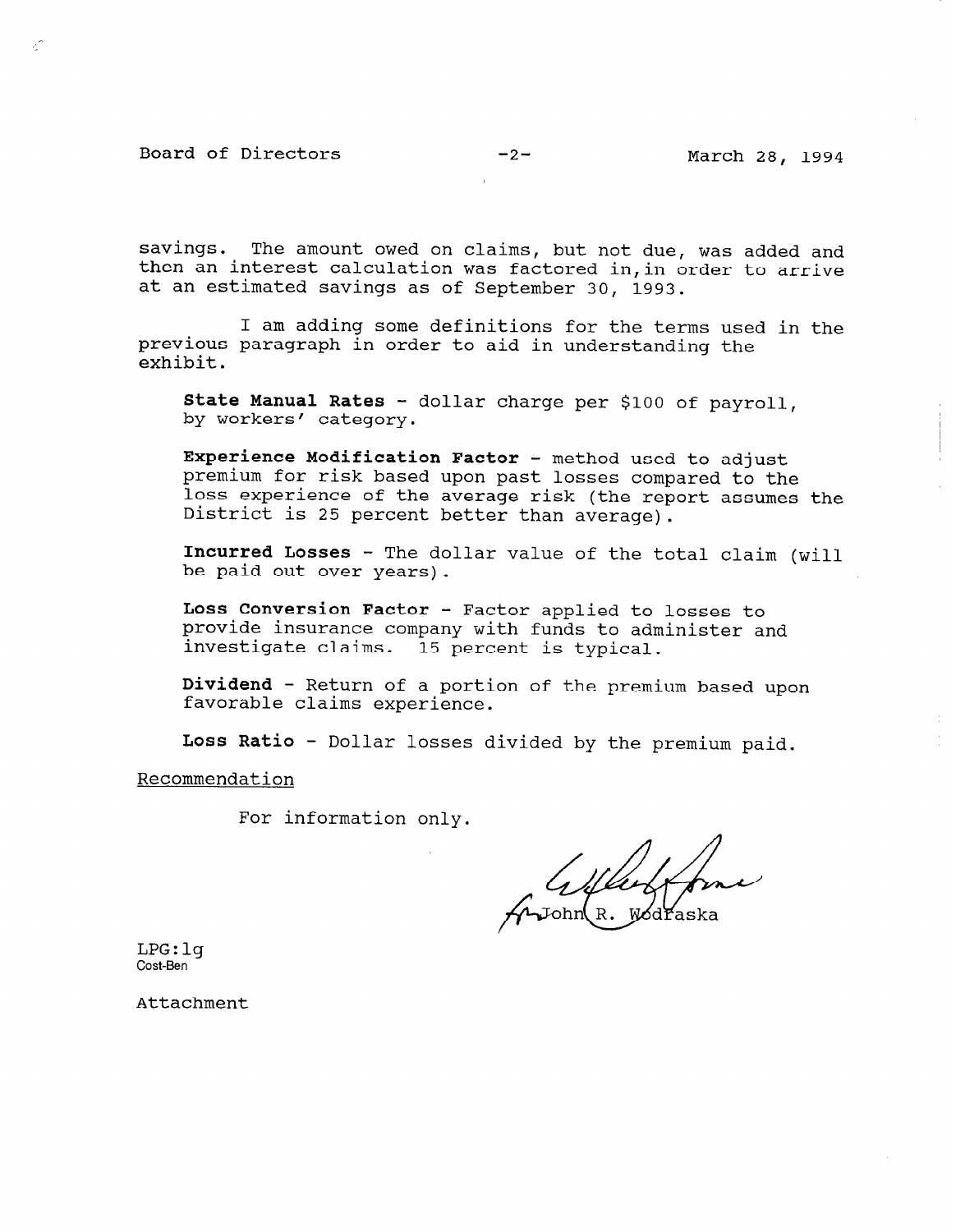savings. The amount owed on claims, but not due, was added and then an interest calculation was factored in, in order to arrive at an estimated savings as of September 30, 1993.

I am adding some definitions for the terms used in the previous paragraph in order to aid in understanding the exhibit.

**State Manual Rates** - dollar charge per $100 of payroll, by workers' category.

**Experience Modification Factor** - method used to adjust premium for risk based upon past losses compared to the loss experience of the average risk (the report assumes the District is 25 percent better than average).

**Incurred Losses** - The dollar value of the total claim (will be paid out over years).

**Loss Conversion Factor** - Factor applied to losses to provide insurance company with funds to administer and investigate claims. 15 percent is typical.

**Dividend** - Return of a portion of the premium based upon favorable claims experience.

**Loss Ratio** - Dollar losses divided by the premium paid.

Recommendation

For information only.

John R. Wodraska

LPG:lg
Cost-Ben

Attachment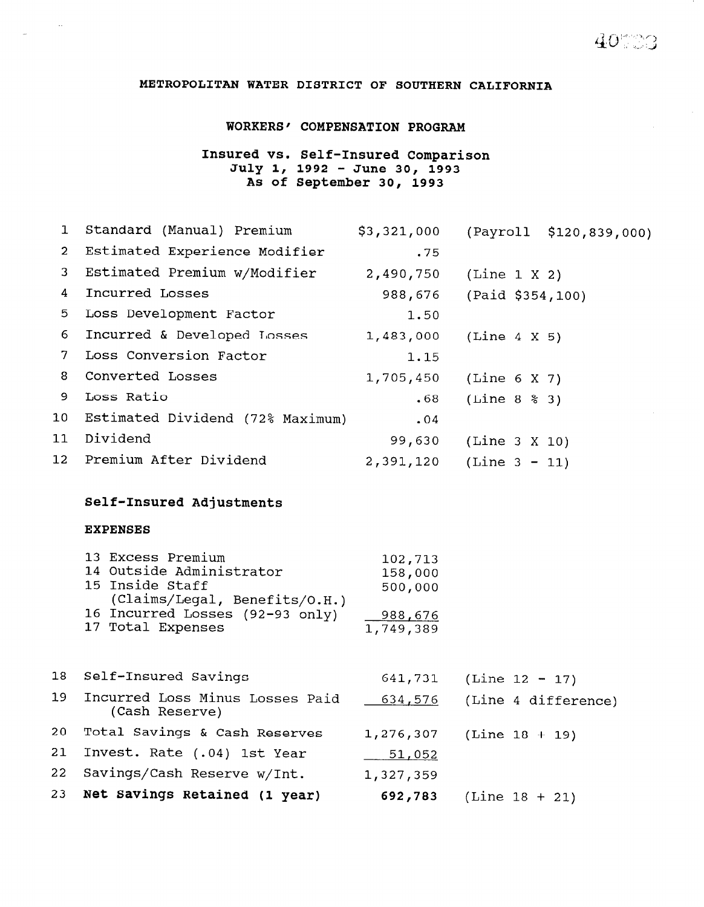METROPOLITAN WATER DISTRICT OF SOUTHERN CALIFORNIA

WORKERS' COMPENSATION PROGRAM

**Insured vs. Self-Insured Comparison**
**July 1, 1992 - June 30, 1993**
**As of September 30, 1993**

| | | | |
|---|---|---|---|
| 1 | Standard (Manual) Premium | $3,321,000 | (Payroll $120,839,000) |
| 2 | Estimated Experience Modifier | .75 | |
| 3 | Estimated Premium w/Modifier | 2,490,750 | (Line 1 X 2) |
| 4 | Incurred Losses | 988,676 | (Paid $354,100) |
| 5 | Loss Development Factor | 1.50 | |
| 6 | Incurred & Developed Losses | 1,483,000 | (Line 4 X 5) |
| 7 | Loss Conversion Factor | 1.15 | |
| 8 | Converted Losses | 1,705,450 | (Line 6 X 7) |
| 9 | Loss Ratio | .68 | (Line 8 % 3) |
| 10 | Estimated Dividend (72% Maximum) | .04 | |
| 11 | Dividend | 99,630 | (Line 3 X 10) |
| 12 | Premium After Dividend | 2,391,120 | (Line 3 - 11) |

**Self-Insured Adjustments**

**EXPENSES**

| | | |
|---|---|---|
| 13 | Excess Premium | 102,713 |
| 14 | Outside Administrator | 158,000 |
| 15 | Inside Staff (Claims/Legal, Benefits/O.H.) | 500,000 |
| 16 | Incurred Losses (92-93 only) | 988,676 |
| 17 | Total Expenses | 1,749,389 |

| | | | |
|---|---|---|---|
| 18 | Self-Insured Savings | 641,731 | (Line 12 - 17) |
| 19 | Incurred Loss Minus Losses Paid (Cash Reserve) | 634,576 | (Line 4 difference) |
| 20 | Total Savings & Cash Reserves | 1,276,307 | (Line 18 + 19) |
| 21 | Invest. Rate (.04) 1st Year | 51,052 | |
| 22 | Savings/Cash Reserve w/Int. | 1,327,359 | |
| 23 | **Net Savings Retained (1 year)** | **692,783** | (Line 18 + 21) |